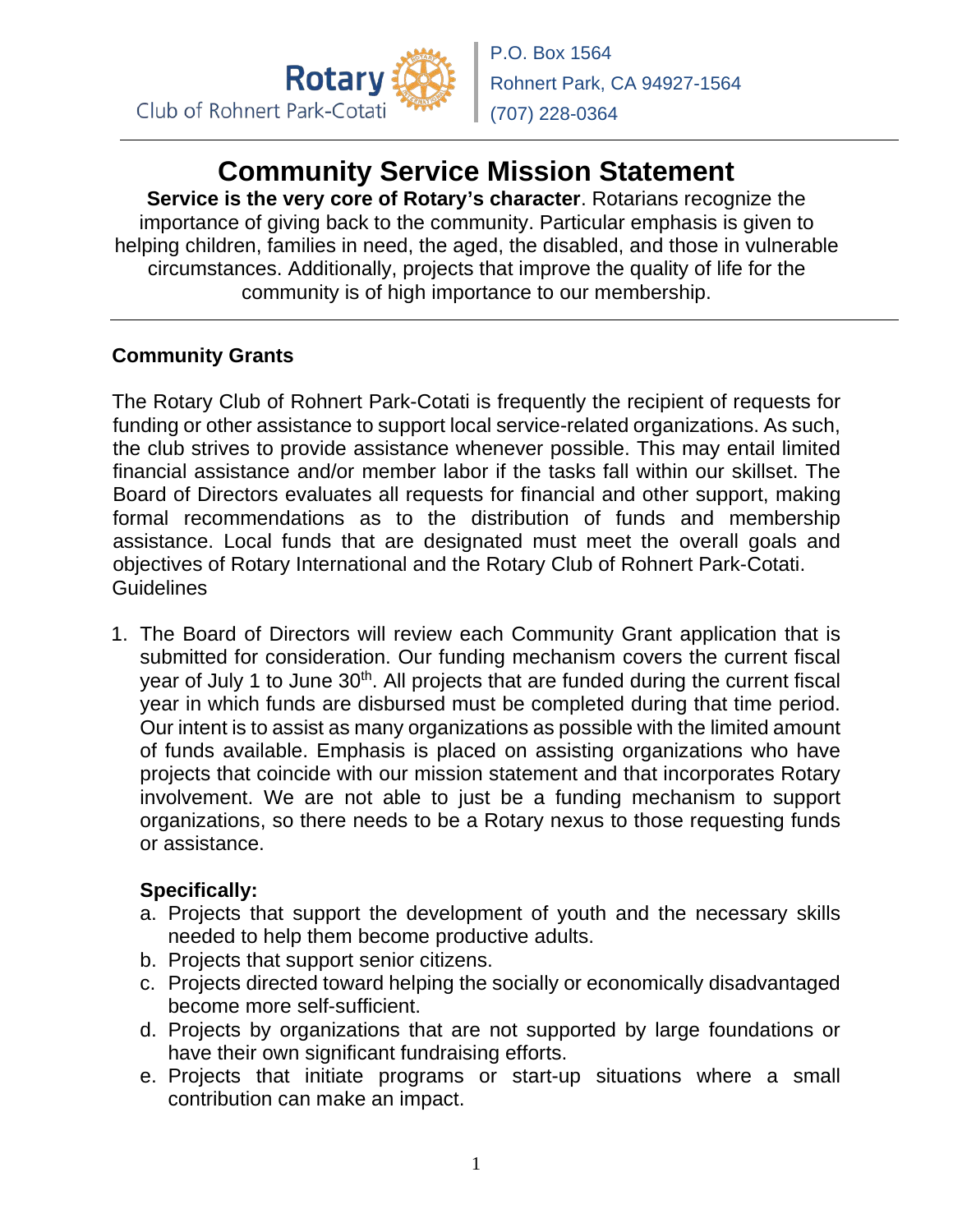Rotary Club of Rohnert Park-Cotati

P.O. Box 1564
Rohnert Park, CA 94927-1564
(707) 228-0364

# Community Service Mission Statement

**Service is the very core of Rotary's character**. Rotarians recognize the importance of giving back to the community. Particular emphasis is given to helping children, families in need, the aged, the disabled, and those in vulnerable circumstances. Additionally, projects that improve the quality of life for the community is of high importance to our membership.

## Community Grants

The Rotary Club of Rohnert Park-Cotati is frequently the recipient of requests for funding or other assistance to support local service-related organizations. As such, the club strives to provide assistance whenever possible. This may entail limited financial assistance and/or member labor if the tasks fall within our skillset. The Board of Directors evaluates all requests for financial and other support, making formal recommendations as to the distribution of funds and membership assistance. Local funds that are designated must meet the overall goals and objectives of Rotary International and the Rotary Club of Rohnert Park-Cotati.
Guidelines

1. The Board of Directors will review each Community Grant application that is submitted for consideration. Our funding mechanism covers the current fiscal year of July 1 to June 30th. All projects that are funded during the current fiscal year in which funds are disbursed must be completed during that time period. Our intent is to assist as many organizations as possible with the limited amount of funds available. Emphasis is placed on assisting organizations who have projects that coincide with our mission statement and that incorporates Rotary involvement. We are not able to just be a funding mechanism to support organizations, so there needs to be a Rotary nexus to those requesting funds or assistance.

   **Specifically:**

   a. Projects that support the development of youth and the necessary skills needed to help them become productive adults.
   b. Projects that support senior citizens.
   c. Projects directed toward helping the socially or economically disadvantaged become more self-sufficient.
   d. Projects by organizations that are not supported by large foundations or have their own significant fundraising efforts.
   e. Projects that initiate programs or start-up situations where a small contribution can make an impact.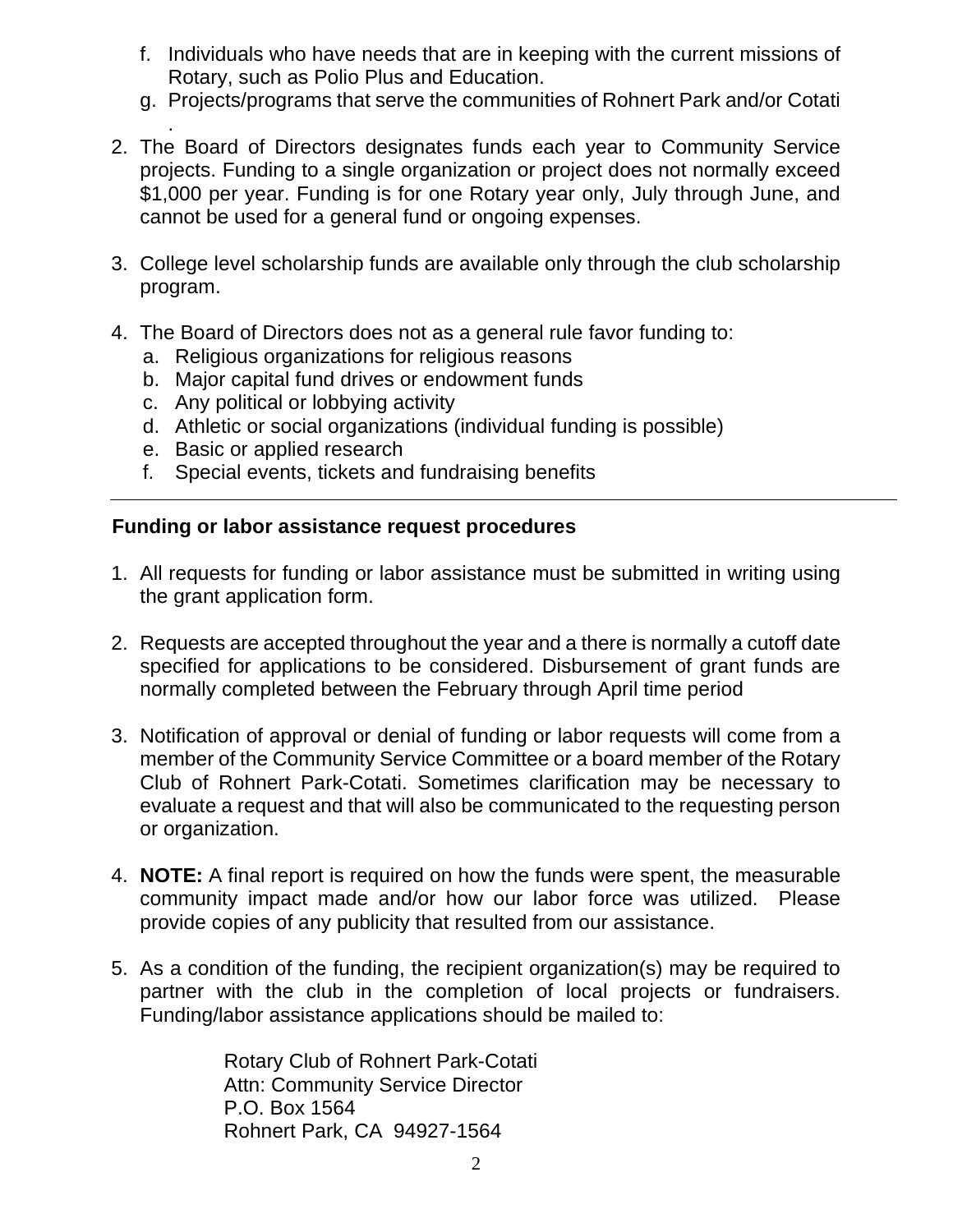f. Individuals who have needs that are in keeping with the current missions of Rotary, such as Polio Plus and Education.
g. Projects/programs that serve the communities of Rohnert Park and/or Cotati .

2. The Board of Directors designates funds each year to Community Service projects. Funding to a single organization or project does not normally exceed $1,000 per year. Funding is for one Rotary year only, July through June, and cannot be used for a general fund or ongoing expenses.

3. College level scholarship funds are available only through the club scholarship program.

4. The Board of Directors does not as a general rule favor funding to:
   a. Religious organizations for religious reasons
   b. Major capital fund drives or endowment funds
   c. Any political or lobbying activity
   d. Athletic or social organizations (individual funding is possible)
   e. Basic or applied research
   f. Special events, tickets and fundraising benefits

---

**Funding or labor assistance request procedures**

1. All requests for funding or labor assistance must be submitted in writing using the grant application form.

2. Requests are accepted throughout the year and a there is normally a cutoff date specified for applications to be considered. Disbursement of grant funds are normally completed between the February through April time period

3. Notification of approval or denial of funding or labor requests will come from a member of the Community Service Committee or a board member of the Rotary Club of Rohnert Park-Cotati. Sometimes clarification may be necessary to evaluate a request and that will also be communicated to the requesting person or organization.

4. **NOTE:** A final report is required on how the funds were spent, the measurable community impact made and/or how our labor force was utilized. Please provide copies of any publicity that resulted from our assistance.

5. As a condition of the funding, the recipient organization(s) may be required to partner with the club in the completion of local projects or fundraisers. Funding/labor assistance applications should be mailed to:

   Rotary Club of Rohnert Park-Cotati
   Attn: Community Service Director
   P.O. Box 1564
   Rohnert Park, CA 94927-1564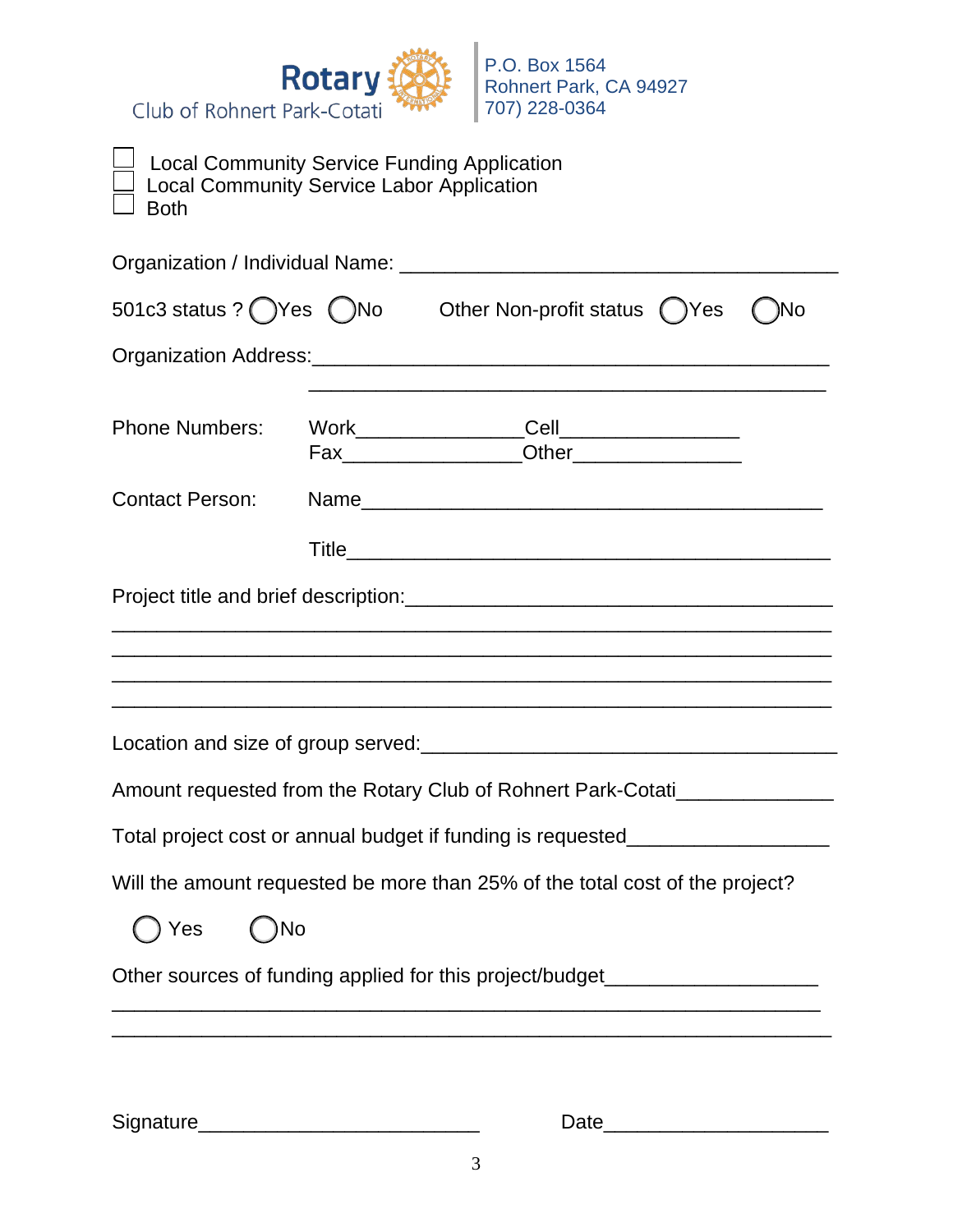Rotary Club of Rohnert Park-Cotati

P.O. Box 1564
Rohnert Park, CA 94927
707) 228-0364

☐ Local Community Service Funding Application
☐ Local Community Service Labor Application
☐ Both

Organization / Individual Name: ______________________________________

501c3 status ? ◯Yes ◯No     Other Non-profit status ◯Yes ◯No

Organization Address:_____________________________________________
_____________________________________________

Phone Numbers:     Work_______________Cell________________
Fax________________Other_______________

Contact Person:     Name_________________________________________

Title_________________________________________

Project title and brief description:_____________________________________
_______________________________________________________________
_______________________________________________________________
_______________________________________________________________
_______________________________________________________________

Location and size of group served:_____________________________________

Amount requested from the Rotary Club of Rohnert Park-Cotati______________

Total project cost or annual budget if funding is requested__________________

Will the amount requested be more than 25% of the total cost of the project?

◯ Yes     ◯No

Other sources of funding applied for this project/budget___________________
_______________________________________________________________
_______________________________________________________________

Signature_________________________     Date____________________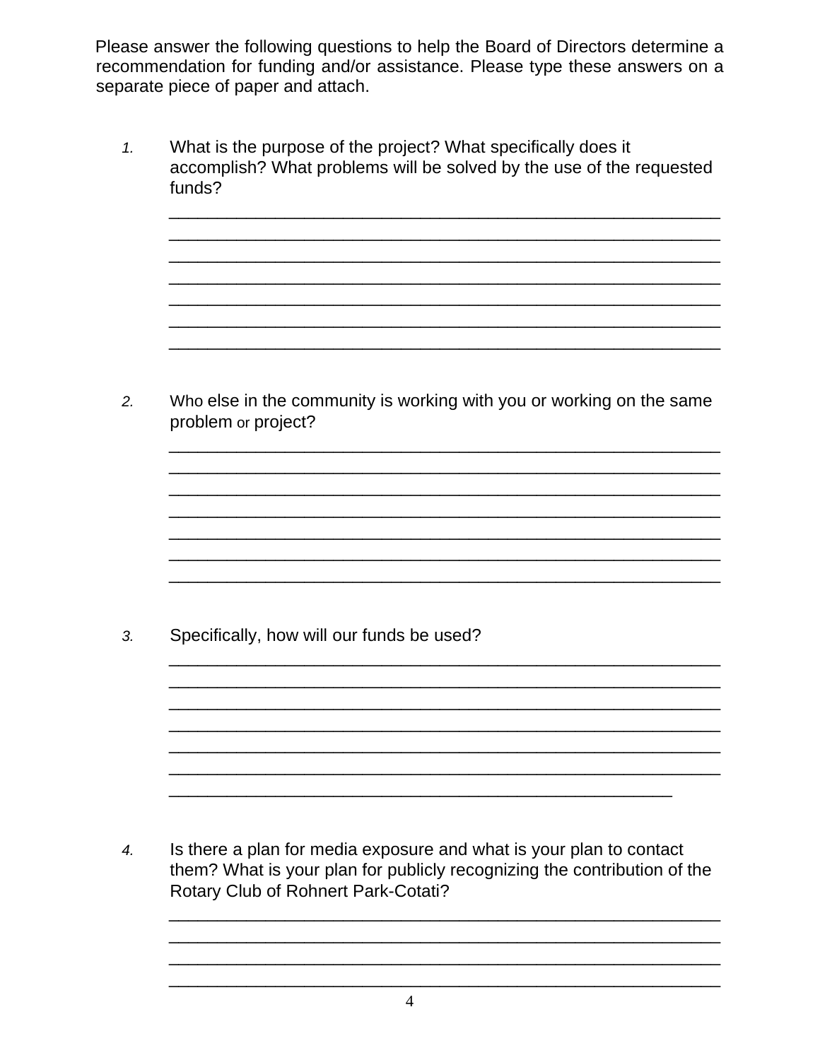Please answer the following questions to help the Board of Directors determine a recommendation for funding and/or assistance. Please type these answers on a separate piece of paper and attach.

1. What is the purpose of the project? What specifically does it accomplish? What problems will be solved by the use of the requested funds?

   ____________________________________________________________
   ____________________________________________________________
   ____________________________________________________________
   ____________________________________________________________
   ____________________________________________________________
   ____________________________________________________________
   ____________________________________________________________

2. Who else in the community is working with you or working on the same problem or project?

   ____________________________________________________________
   ____________________________________________________________
   ____________________________________________________________
   ____________________________________________________________
   ____________________________________________________________
   ____________________________________________________________
   ____________________________________________________________

3. Specifically, how will our funds be used?

   ____________________________________________________________
   ____________________________________________________________
   ____________________________________________________________
   ____________________________________________________________
   ____________________________________________________________
   ____________________________________________________________
   ______________________________________________________

4. Is there a plan for media exposure and what is your plan to contact them? What is your plan for publicly recognizing the contribution of the Rotary Club of Rohnert Park-Cotati?

   ____________________________________________________________
   ____________________________________________________________
   ____________________________________________________________
   ____________________________________________________________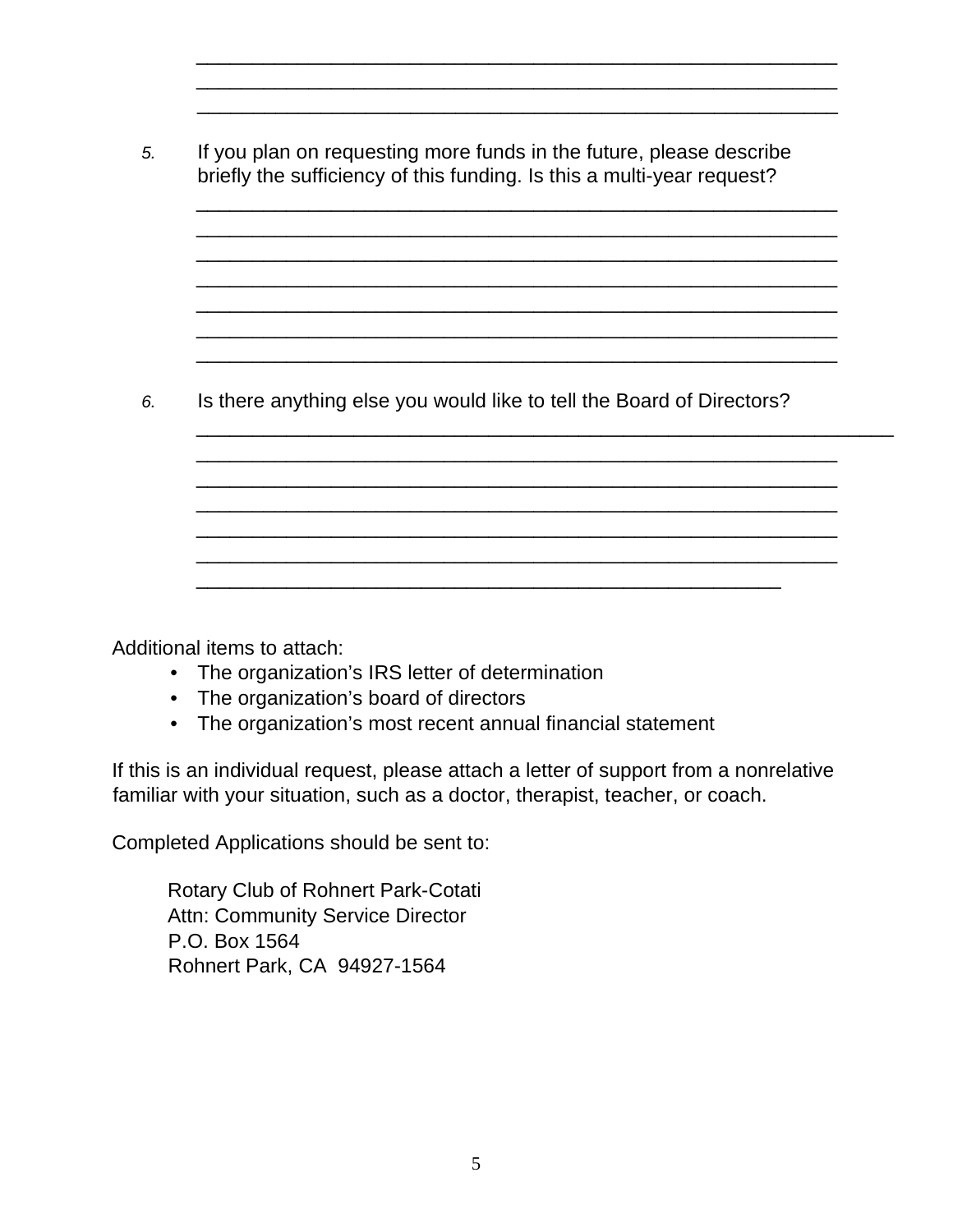______________________________________________________________
______________________________________________________________
______________________________________________________________

5. If you plan on requesting more funds in the future, please describe briefly the sufficiency of this funding. Is this a multi-year request?

______________________________________________________________
______________________________________________________________
______________________________________________________________
______________________________________________________________
______________________________________________________________
______________________________________________________________
______________________________________________________________

6. Is there anything else you would like to tell the Board of Directors?

______________________________________________________________
______________________________________________________________
______________________________________________________________
______________________________________________________________
______________________________________________________________
______________________________________________________________
______________________________________________________

Additional items to attach:

- The organization's IRS letter of determination
- The organization's board of directors
- The organization's most recent annual financial statement

If this is an individual request, please attach a letter of support from a nonrelative familiar with your situation, such as a doctor, therapist, teacher, or coach.

Completed Applications should be sent to:

Rotary Club of Rohnert Park-Cotati
Attn: Community Service Director
P.O. Box 1564
Rohnert Park, CA 94927-1564